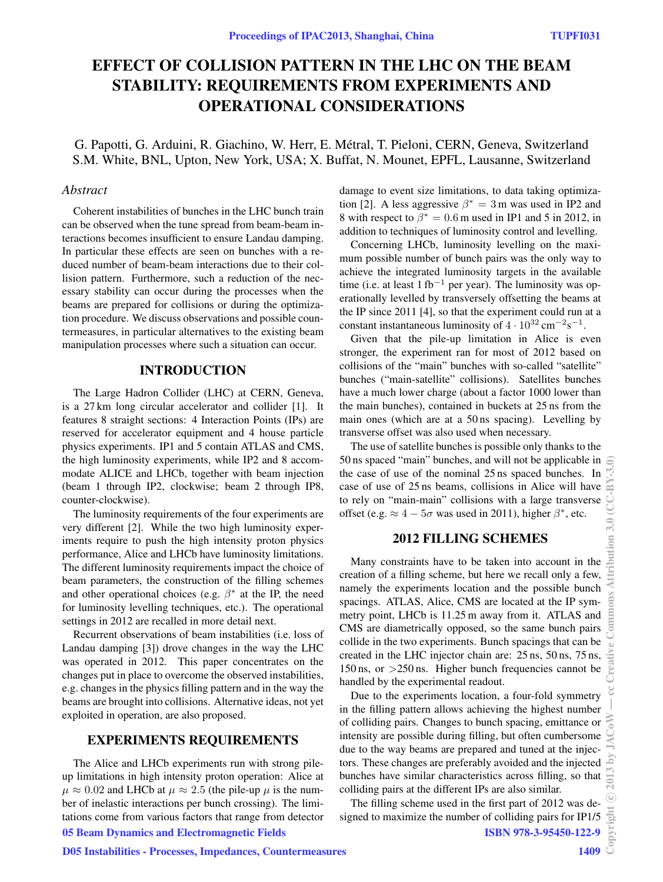# EFFECT OF COLLISION PATTERN IN THE LHC ON THE BEAM STABILITY: REQUIREMENTS FROM EXPERIMENTS AND OPERATIONAL CONSIDERATIONS

G. Papotti, G. Arduini, R. Giachino, W. Herr, E. Métral, T. Pieloni, CERN, Geneva, Switzerland
S.M. White, BNL, Upton, New York, USA; X. Buffat, N. Mounet, EPFL, Lausanne, Switzerland

## *Abstract*

Coherent instabilities of bunches in the LHC bunch train can be observed when the tune spread from beam-beam interactions becomes insufficient to ensure Landau damping. In particular these effects are seen on bunches with a reduced number of beam-beam interactions due to their collision pattern. Furthermore, such a reduction of the necessary stability can occur during the processes when the beams are prepared for collisions or during the optimization procedure. We discuss observations and possible countermeasures, in particular alternatives to the existing beam manipulation processes where such a situation can occur.

## INTRODUCTION

The Large Hadron Collider (LHC) at CERN, Geneva, is a 27 km long circular accelerator and collider [1]. It features 8 straight sections: 4 Interaction Points (IPs) are reserved for accelerator equipment and 4 house particle physics experiments. IP1 and 5 contain ATLAS and CMS, the high luminosity experiments, while IP2 and 8 accommodate ALICE and LHCb, together with beam injection (beam 1 through IP2, clockwise; beam 2 through IP8, counter-clockwise).

The luminosity requirements of the four experiments are very different [2]. While the two high luminosity experiments require to push the high intensity proton physics performance, Alice and LHCb have luminosity limitations. The different luminosity requirements impact the choice of beam parameters, the construction of the filling schemes and other operational choices (e.g. $\beta^*$ at the IP, the need for luminosity levelling techniques, etc.). The operational settings in 2012 are recalled in more detail next.

Recurrent observations of beam instabilities (i.e. loss of Landau damping [3]) drove changes in the way the LHC was operated in 2012. This paper concentrates on the changes put in place to overcome the observed instabilities, e.g. changes in the physics filling pattern and in the way the beams are brought into collisions. Alternative ideas, not yet exploited in operation, are also proposed.

## EXPERIMENTS REQUIREMENTS

The Alice and LHCb experiments run with strong pile-up limitations in high intensity proton operation: Alice at $\mu \approx 0.02$ and LHCb at $\mu \approx 2.5$ (the pile-up $\mu$ is the number of inelastic interactions per bunch crossing). The limitations come from various factors that range from detector damage to event size limitations, to data taking optimization [2]. A less aggressive $\beta^* = 3$ m was used in IP2 and 8 with respect to $\beta^* = 0.6$ m used in IP1 and 5 in 2012, in addition to techniques of luminosity control and levelling.

Concerning LHCb, luminosity levelling on the maximum possible number of bunch pairs was the only way to achieve the integrated luminosity targets in the available time (i.e. at least 1 fb$^{-1}$ per year). The luminosity was operationally levelled by transversely offsetting the beams at the IP since 2011 [4], so that the experiment could run at a constant instantaneous luminosity of $4 \cdot 10^{32}$ cm$^{-2}$s$^{-1}$.

Given that the pile-up limitation in Alice is even stronger, the experiment ran for most of 2012 based on collisions of the "main" bunches with so-called "satellite" bunches ("main-satellite" collisions). Satellites bunches have a much lower charge (about a factor 1000 lower than the main bunches), contained in buckets at 25 ns from the main ones (which are at a 50 ns spacing). Levelling by transverse offset was also used when necessary.

The use of satellite bunches is possible only thanks to the 50 ns spaced "main" bunches, and will not be applicable in the case of use of the nominal 25 ns spaced bunches. In case of use of 25 ns beams, collisions in Alice will have to rely on "main-main" collisions with a large transverse offset (e.g. $\approx 4 - 5\sigma$ was used in 2011), higher $\beta^*$, etc.

## 2012 FILLING SCHEMES

Many constraints have to be taken into account in the creation of a filling scheme, but here we recall only a few, namely the experiments location and the possible bunch spacings. ATLAS, Alice, CMS are located at the IP symmetry point, LHCb is 11.25 m away from it. ATLAS and CMS are diametrically opposed, so the same bunch pairs collide in the two experiments. Bunch spacings that can be created in the LHC injector chain are: 25 ns, 50 ns, 75 ns, 150 ns, or >250 ns. Higher bunch frequencies cannot be handled by the experimental readout.

Due to the experiments location, a four-fold symmetry in the filling pattern allows achieving the highest number of colliding pairs. Changes to bunch spacing, emittance or intensity are possible during filling, but often cumbersome due to the way beams are prepared and tuned at the injectors. These changes are preferably avoided and the injected bunches have similar characteristics across filling, so that colliding pairs at the different IPs are also similar.

The filling scheme used in the first part of 2012 was designed to maximize the number of colliding pairs for IP1/5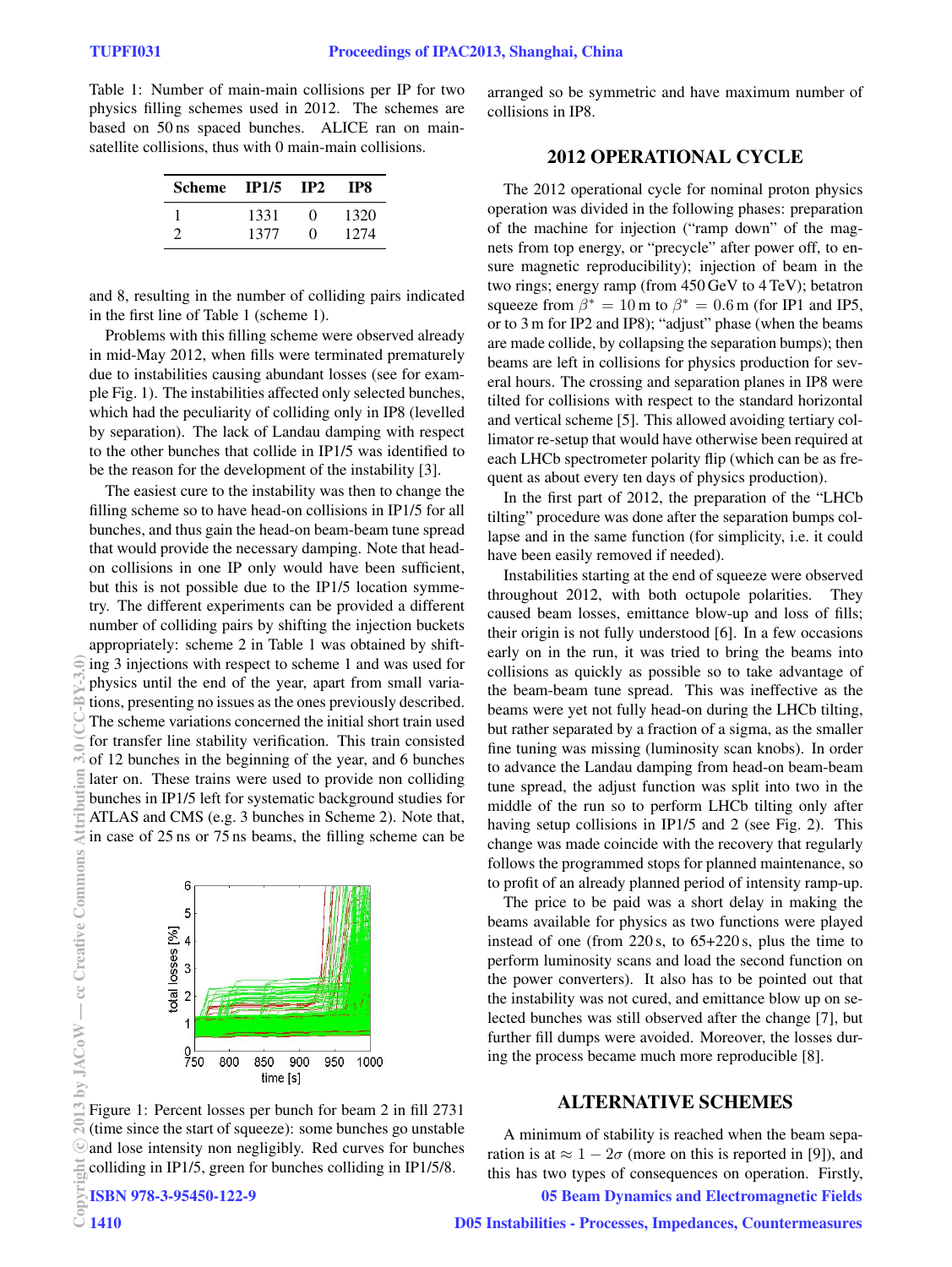Table 1: Number of main-main collisions per IP for two physics filling schemes used in 2012. The schemes are based on 50 ns spaced bunches. ALICE ran on main-satellite collisions, thus with 0 main-main collisions.

| Scheme | IP1/5 | IP2 | IP8 |
|---|---|---|---|
| 1 | 1331 | 0 | 1320 |
| 2 | 1377 | 0 | 1274 |

and 8, resulting in the number of colliding pairs indicated in the first line of Table 1 (scheme 1).

Problems with this filling scheme were observed already in mid-May 2012, when fills were terminated prematurely due to instabilities causing abundant losses (see for example Fig. 1). The instabilities affected only selected bunches, which had the peculiarity of colliding only in IP8 (levelled by separation). The lack of Landau damping with respect to the other bunches that collide in IP1/5 was identified to be the reason for the development of the instability [3].

The easiest cure to the instability was then to change the filling scheme so to have head-on collisions in IP1/5 for all bunches, and thus gain the head-on beam-beam tune spread that would provide the necessary damping. Note that head-on collisions in one IP only would have been sufficient, but this is not possible due to the IP1/5 location symmetry. The different experiments can be provided a different number of colliding pairs by shifting the injection buckets appropriately: scheme 2 in Table 1 was obtained by shifting 3 injections with respect to scheme 1 and was used for physics until the end of the year, apart from small variations, presenting no issues as the ones previously described. The scheme variations concerned the initial short train used for transfer line stability verification. This train consisted of 12 bunches in the beginning of the year, and 6 bunches later on. These trains were used to provide non colliding bunches in IP1/5 left for systematic background studies for ATLAS and CMS (e.g. 3 bunches in Scheme 2). Note that, in case of 25 ns or 75 ns beams, the filling scheme can be arranged so be symmetric and have maximum number of collisions in IP8.

Figure 1: Percent losses per bunch for beam 2 in fill 2731 (time since the start of squeeze): some bunches go unstable and lose intensity non negligibly. Red curves for bunches colliding in IP1/5, green for bunches colliding in IP1/5/8.

## 2012 OPERATIONAL CYCLE

The 2012 operational cycle for nominal proton physics operation was divided in the following phases: preparation of the machine for injection ("ramp down" of the magnets from top energy, or "precycle" after power off, to ensure magnetic reproducibility); injection of beam in the two rings; energy ramp (from 450 GeV to 4 TeV); betatron squeeze from $\beta^* = 10$ m to $\beta^* = 0.6$ m (for IP1 and IP5, or to 3 m for IP2 and IP8); "adjust" phase (when the beams are made collide, by collapsing the separation bumps); then beams are left in collisions for physics production for several hours. The crossing and separation planes in IP8 were tilted for collisions with respect to the standard horizontal and vertical scheme [5]. This allowed avoiding tertiary collimator re-setup that would have otherwise been required at each LHCb spectrometer polarity flip (which can be as frequent as about every ten days of physics production).

In the first part of 2012, the preparation of the "LHCb tilting" procedure was done after the separation bumps collapse and in the same function (for simplicity, i.e. it could have been easily removed if needed).

Instabilities starting at the end of squeeze were observed throughout 2012, with both octupole polarities. They caused beam losses, emittance blow-up and loss of fills; their origin is not fully understood [6]. In a few occasions early on in the run, it was tried to bring the beams into collisions as quickly as possible so to take advantage of the beam-beam tune spread. This was ineffective as the beams were yet not fully head-on during the LHCb tilting, but rather separated by a fraction of a sigma, as the smaller fine tuning was missing (luminosity scan knobs). In order to advance the Landau damping from head-on beam-beam tune spread, the adjust function was split into two in the middle of the run so to perform LHCb tilting only after having setup collisions in IP1/5 and 2 (see Fig. 2). This change was made coincide with the recovery that regularly follows the programmed stops for planned maintenance, so to profit of an already planned period of intensity ramp-up.

The price to be paid was a short delay in making the beams available for physics as two functions were played instead of one (from 220 s, to 65+220 s, plus the time to perform luminosity scans and load the second function on the power converters). It also has to be pointed out that the instability was not cured, and emittance blow up on selected bunches was still observed after the change [7], but further fill dumps were avoided. Moreover, the losses during the process became much more reproducible [8].

## ALTERNATIVE SCHEMES

A minimum of stability is reached when the beam separation is at $\approx 1 - 2\sigma$ (more on this is reported in [9]), and this has two types of consequences on operation. Firstly,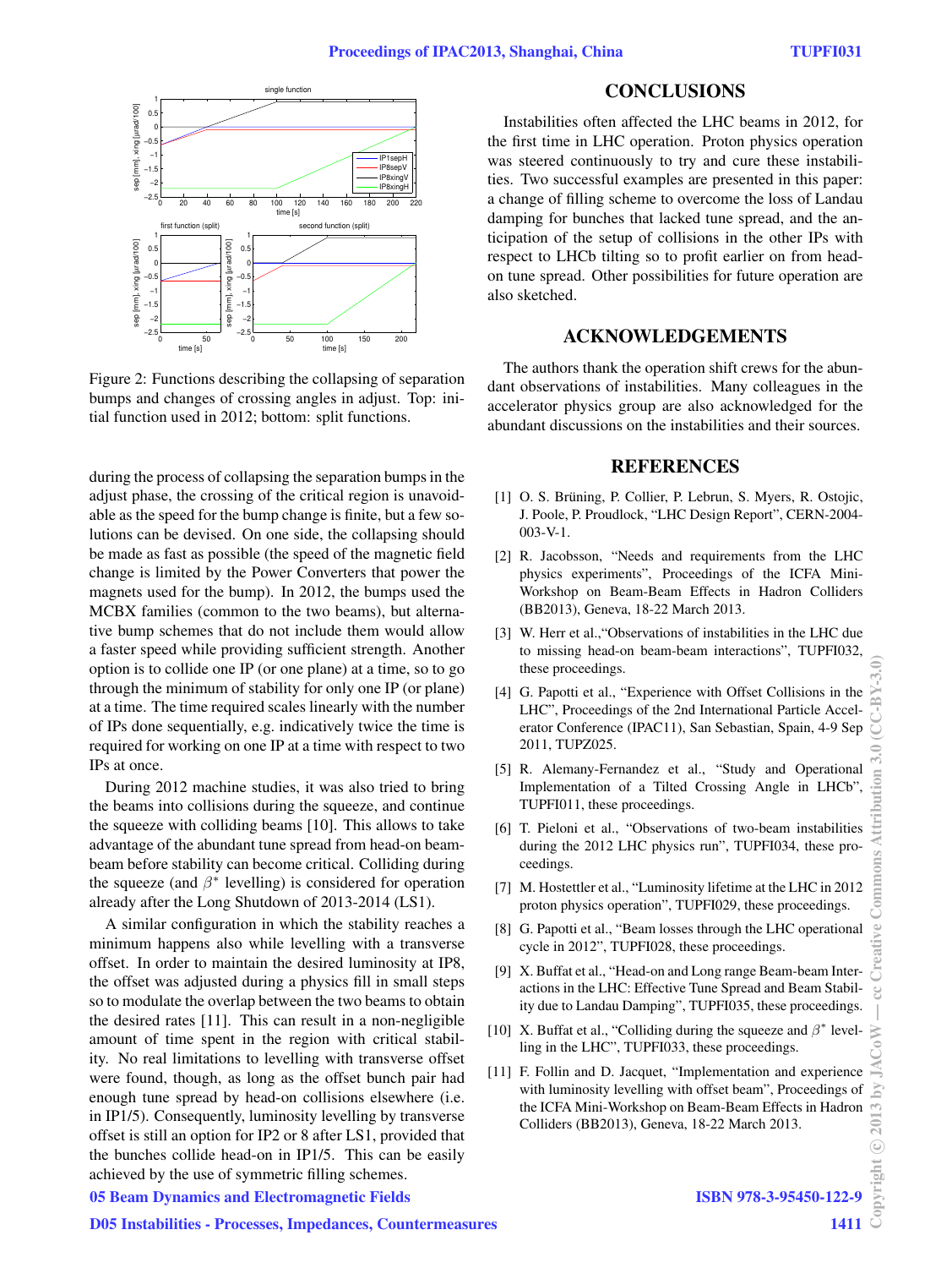single function

sep [mm], xing [µrad/100]

time [s]

IP1sepH
IP8sepV
IP8xingV
IP8xingH

first function (split)

second function (split)

time [s]

time [s]

Figure 2: Functions describing the collapsing of separation bumps and changes of crossing angles in adjust. Top: initial function used in 2012; bottom: split functions.

during the process of collapsing the separation bumps in the adjust phase, the crossing of the critical region is unavoidable as the speed for the bump change is finite, but a few solutions can be devised. On one side, the collapsing should be made as fast as possible (the speed of the magnetic field change is limited by the Power Converters that power the magnets used for the bump). In 2012, the bumps used the MCBX families (common to the two beams), but alternative bump schemes that do not include them would allow a faster speed while providing sufficient strength. Another option is to collide one IP (or one plane) at a time, so to go through the minimum of stability for only one IP (or plane) at a time. The time required scales linearly with the number of IPs done sequentially, e.g. indicatively twice the time is required for working on one IP at a time with respect to two IPs at once.

During 2012 machine studies, it was also tried to bring the beams into collisions during the squeeze, and continue the squeeze with colliding beams [10]. This allows to take advantage of the abundant tune spread from head-on beam-beam before stability can become critical. Colliding during the squeeze (and $\beta^*$ levelling) is considered for operation already after the Long Shutdown of 2013-2014 (LS1).

A similar configuration in which the stability reaches a minimum happens also while levelling with a transverse offset. In order to maintain the desired luminosity at IP8, the offset was adjusted during a physics fill in small steps so to modulate the overlap between the two beams to obtain the desired rates [11]. This can result in a non-negligible amount of time spent in the region with critical stability. No real limitations to levelling with transverse offset were found, though, as long as the offset bunch pair had enough tune spread by head-on collisions elsewhere (i.e. in IP1/5). Consequently, luminosity levelling by transverse offset is still an option for IP2 or 8 after LS1, provided that the bunches collide head-on in IP1/5. This can be easily achieved by the use of symmetric filling schemes.

## CONCLUSIONS

Instabilities often affected the LHC beams in 2012, for the first time in LHC operation. Proton physics operation was steered continuously to try and cure these instabilities. Two successful examples are presented in this paper: a change of filling scheme to overcome the loss of Landau damping for bunches that lacked tune spread, and the anticipation of the setup of collisions in the other IPs with respect to LHCb tilting so to profit earlier on from head-on tune spread. Other possibilities for future operation are also sketched.

## ACKNOWLEDGEMENTS

The authors thank the operation shift crews for the abundant observations of instabilities. Many colleagues in the accelerator physics group are also acknowledged for the abundant discussions on the instabilities and their sources.

## REFERENCES

[1] O. S. Brüning, P. Collier, P. Lebrun, S. Myers, R. Ostojic, J. Poole, P. Proudlock, "LHC Design Report", CERN-2004-003-V-1.

[2] R. Jacobsson, "Needs and requirements from the LHC physics experiments", Proceedings of the ICFA Mini-Workshop on Beam-Beam Effects in Hadron Colliders (BB2013), Geneva, 18-22 March 2013.

[3] W. Herr et al.,"Observations of instabilities in the LHC due to missing head-on beam-beam interactions", TUPFI032, these proceedings.

[4] G. Papotti et al., "Experience with Offset Collisions in the LHC", Proceedings of the 2nd International Particle Accelerator Conference (IPAC11), San Sebastian, Spain, 4-9 Sep 2011, TUPZ025.

[5] R. Alemany-Fernandez et al., "Study and Operational Implementation of a Tilted Crossing Angle in LHCb", TUPFI011, these proceedings.

[6] T. Pieloni et al., "Observations of two-beam instabilities during the 2012 LHC physics run", TUPFI034, these proceedings.

[7] M. Hostettler et al., "Luminosity lifetime at the LHC in 2012 proton physics operation", TUPFI029, these proceedings.

[8] G. Papotti et al., "Beam losses through the LHC operational cycle in 2012", TUPFI028, these proceedings.

[9] X. Buffat et al., "Head-on and Long range Beam-beam Interactions in the LHC: Effective Tune Spread and Beam Stability due to Landau Damping", TUPFI035, these proceedings.

[10] X. Buffat et al., "Colliding during the squeeze and $\beta^*$ levelling in the LHC", TUPFI033, these proceedings.

[11] F. Follin and D. Jacquet, "Implementation and experience with luminosity levelling with offset beam", Proceedings of the ICFA Mini-Workshop on Beam-Beam Effects in Hadron Colliders (BB2013), Geneva, 18-22 March 2013.